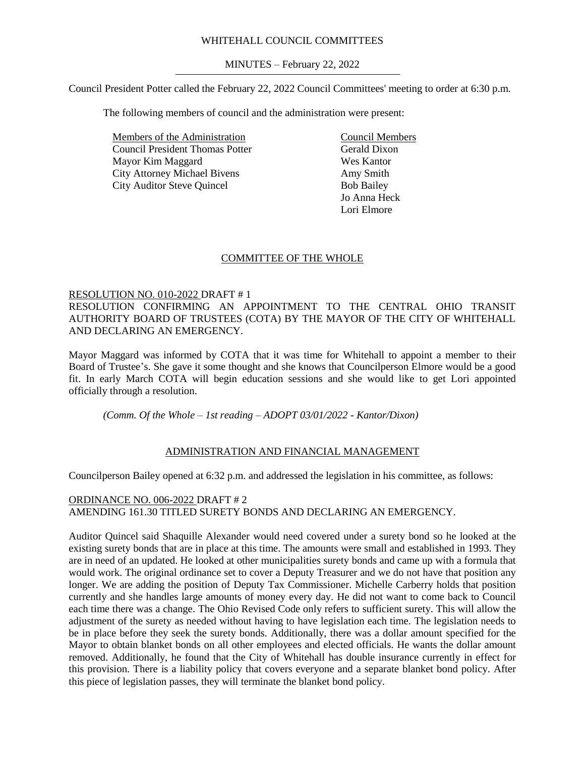WHITEHALL COUNCIL COMMITTEES

MINUTES – February 22, 2022

Council President Potter called the February 22, 2022 Council Committees' meeting to order at 6:30 p.m.

The following members of council and the administration were present:

| Members of the Administration | Council Members |
|---|---|
| Council President Thomas Potter | Gerald Dixon |
| Mayor Kim Maggard | Wes Kantor |
| City Attorney Michael Bivens | Amy Smith |
| City Auditor Steve Quincel | Bob Bailey |
| | Jo Anna Heck |
| | Lori Elmore |

## COMMITTEE OF THE WHOLE

RESOLUTION NO. 010-2022 DRAFT # 1
RESOLUTION CONFIRMING AN APPOINTMENT TO THE CENTRAL OHIO TRANSIT AUTHORITY BOARD OF TRUSTEES (COTA) BY THE MAYOR OF THE CITY OF WHITEHALL AND DECLARING AN EMERGENCY.

Mayor Maggard was informed by COTA that it was time for Whitehall to appoint a member to their Board of Trustee's. She gave it some thought and she knows that Councilperson Elmore would be a good fit. In early March COTA will begin education sessions and she would like to get Lori appointed officially through a resolution.

*(Comm. Of the Whole – 1st reading – ADOPT 03/01/2022 - Kantor/Dixon)*

## ADMINISTRATION AND FINANCIAL MANAGEMENT

Councilperson Bailey opened at 6:32 p.m. and addressed the legislation in his committee, as follows:

ORDINANCE NO. 006-2022 DRAFT # 2
AMENDING 161.30 TITLED SURETY BONDS AND DECLARING AN EMERGENCY.

Auditor Quincel said Shaquille Alexander would need covered under a surety bond so he looked at the existing surety bonds that are in place at this time. The amounts were small and established in 1993. They are in need of an updated. He looked at other municipalities surety bonds and came up with a formula that would work. The original ordinance set to cover a Deputy Treasurer and we do not have that position any longer. We are adding the position of Deputy Tax Commissioner. Michelle Carberry holds that position currently and she handles large amounts of money every day. He did not want to come back to Council each time there was a change. The Ohio Revised Code only refers to sufficient surety. This will allow the adjustment of the surety as needed without having to have legislation each time. The legislation needs to be in place before they seek the surety bonds. Additionally, there was a dollar amount specified for the Mayor to obtain blanket bonds on all other employees and elected officials. He wants the dollar amount removed. Additionally, he found that the City of Whitehall has double insurance currently in effect for this provision. There is a liability policy that covers everyone and a separate blanket bond policy. After this piece of legislation passes, they will terminate the blanket bond policy.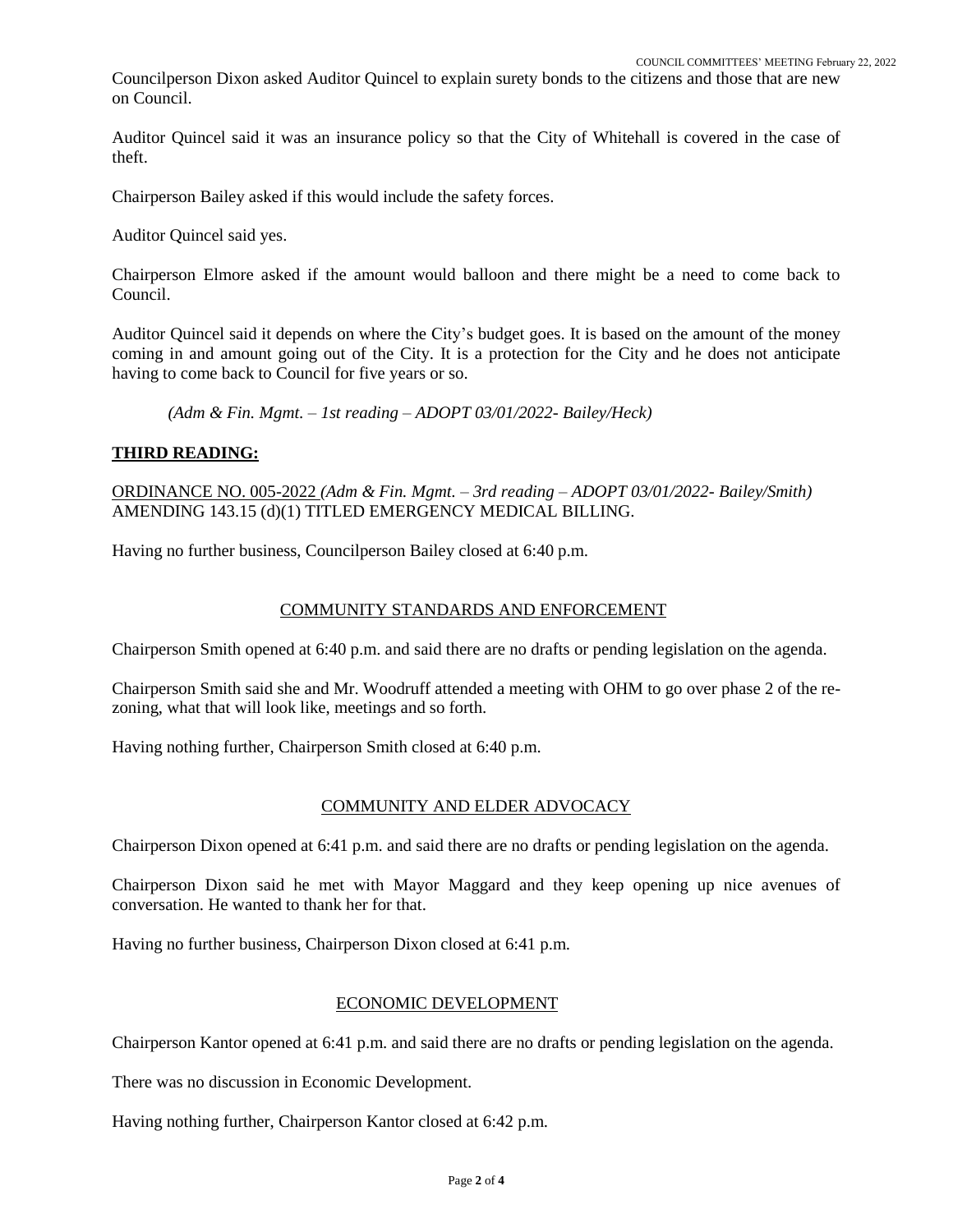Councilperson Dixon asked Auditor Quincel to explain surety bonds to the citizens and those that are new on Council.

Auditor Quincel said it was an insurance policy so that the City of Whitehall is covered in the case of theft.

Chairperson Bailey asked if this would include the safety forces.

Auditor Quincel said yes.

Chairperson Elmore asked if the amount would balloon and there might be a need to come back to Council.

Auditor Quincel said it depends on where the City's budget goes. It is based on the amount of the money coming in and amount going out of the City. It is a protection for the City and he does not anticipate having to come back to Council for five years or so.

*(Adm & Fin. Mgmt. – 1st reading – ADOPT 03/01/2022- Bailey/Heck)*

**THIRD READING:**

ORDINANCE NO. 005-2022 *(Adm & Fin. Mgmt. – 3rd reading – ADOPT 03/01/2022- Bailey/Smith)* AMENDING 143.15 (d)(1) TITLED EMERGENCY MEDICAL BILLING.

Having no further business, Councilperson Bailey closed at 6:40 p.m.

## COMMUNITY STANDARDS AND ENFORCEMENT

Chairperson Smith opened at 6:40 p.m. and said there are no drafts or pending legislation on the agenda.

Chairperson Smith said she and Mr. Woodruff attended a meeting with OHM to go over phase 2 of the re-zoning, what that will look like, meetings and so forth.

Having nothing further, Chairperson Smith closed at 6:40 p.m.

## COMMUNITY AND ELDER ADVOCACY

Chairperson Dixon opened at 6:41 p.m. and said there are no drafts or pending legislation on the agenda.

Chairperson Dixon said he met with Mayor Maggard and they keep opening up nice avenues of conversation. He wanted to thank her for that.

Having no further business, Chairperson Dixon closed at 6:41 p.m.

## ECONOMIC DEVELOPMENT

Chairperson Kantor opened at 6:41 p.m. and said there are no drafts or pending legislation on the agenda.

There was no discussion in Economic Development.

Having nothing further, Chairperson Kantor closed at 6:42 p.m.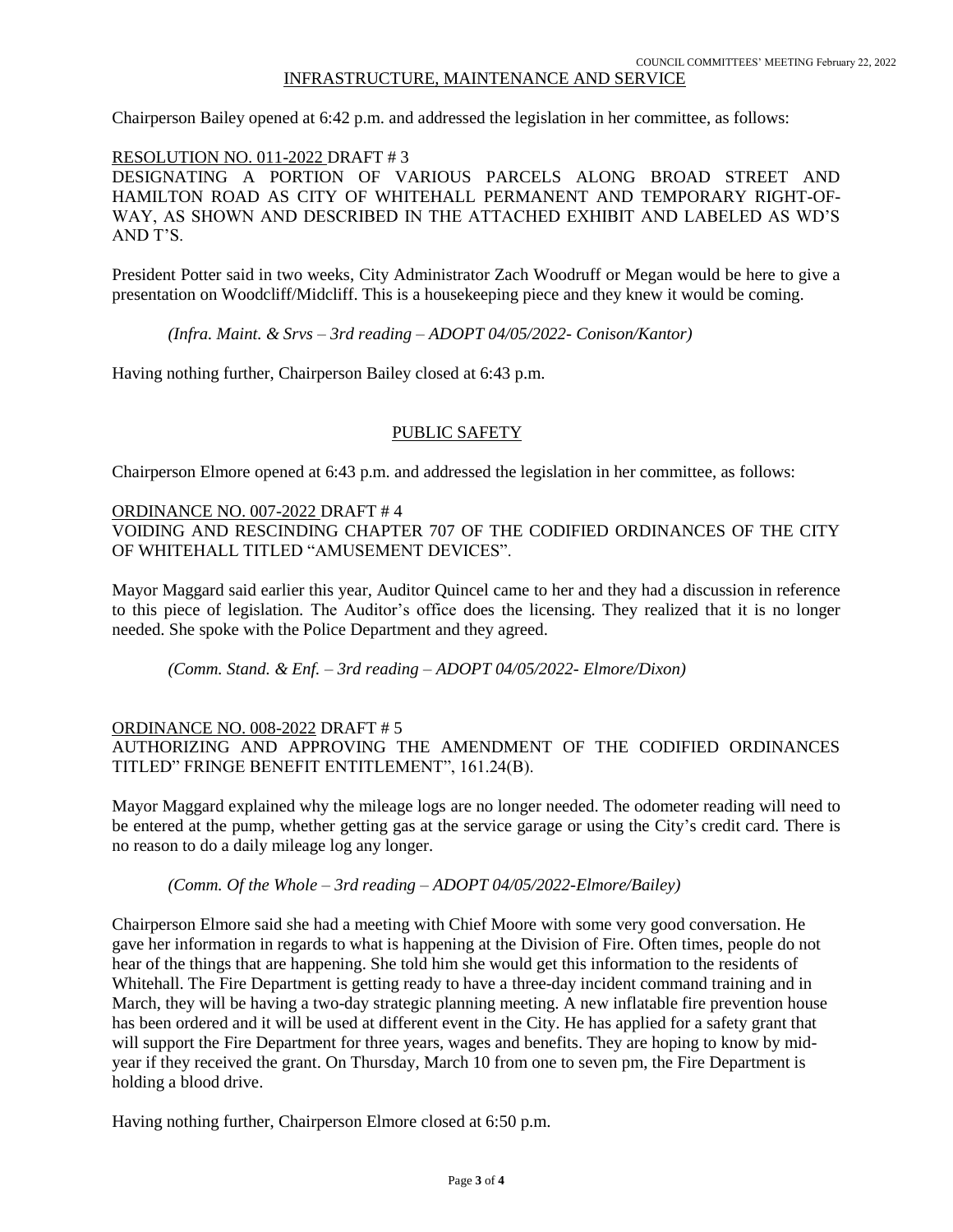## INFRASTRUCTURE, MAINTENANCE AND SERVICE

Chairperson Bailey opened at 6:42 p.m. and addressed the legislation in her committee, as follows:

RESOLUTION NO. 011-2022 DRAFT # 3
DESIGNATING A PORTION OF VARIOUS PARCELS ALONG BROAD STREET AND HAMILTON ROAD AS CITY OF WHITEHALL PERMANENT AND TEMPORARY RIGHT-OF-WAY, AS SHOWN AND DESCRIBED IN THE ATTACHED EXHIBIT AND LABELED AS WD'S AND T'S.

President Potter said in two weeks, City Administrator Zach Woodruff or Megan would be here to give a presentation on Woodcliff/Midcliff. This is a housekeeping piece and they knew it would be coming.

*(Infra. Maint. & Srvs – 3rd reading – ADOPT 04/05/2022- Conison/Kantor)*

Having nothing further, Chairperson Bailey closed at 6:43 p.m.

## PUBLIC SAFETY

Chairperson Elmore opened at 6:43 p.m. and addressed the legislation in her committee, as follows:

ORDINANCE NO. 007-2022 DRAFT # 4
VOIDING AND RESCINDING CHAPTER 707 OF THE CODIFIED ORDINANCES OF THE CITY OF WHITEHALL TITLED "AMUSEMENT DEVICES".

Mayor Maggard said earlier this year, Auditor Quincel came to her and they had a discussion in reference to this piece of legislation. The Auditor's office does the licensing. They realized that it is no longer needed. She spoke with the Police Department and they agreed.

*(Comm. Stand. & Enf. – 3rd reading – ADOPT 04/05/2022- Elmore/Dixon)*

ORDINANCE NO. 008-2022 DRAFT # 5
AUTHORIZING AND APPROVING THE AMENDMENT OF THE CODIFIED ORDINANCES TITLED" FRINGE BENEFIT ENTITLEMENT", 161.24(B).

Mayor Maggard explained why the mileage logs are no longer needed. The odometer reading will need to be entered at the pump, whether getting gas at the service garage or using the City's credit card. There is no reason to do a daily mileage log any longer.

*(Comm. Of the Whole – 3rd reading – ADOPT 04/05/2022-Elmore/Bailey)*

Chairperson Elmore said she had a meeting with Chief Moore with some very good conversation. He gave her information in regards to what is happening at the Division of Fire. Often times, people do not hear of the things that are happening. She told him she would get this information to the residents of Whitehall. The Fire Department is getting ready to have a three-day incident command training and in March, they will be having a two-day strategic planning meeting. A new inflatable fire prevention house has been ordered and it will be used at different event in the City. He has applied for a safety grant that will support the Fire Department for three years, wages and benefits. They are hoping to know by mid-year if they received the grant. On Thursday, March 10 from one to seven pm, the Fire Department is holding a blood drive.

Having nothing further, Chairperson Elmore closed at 6:50 p.m.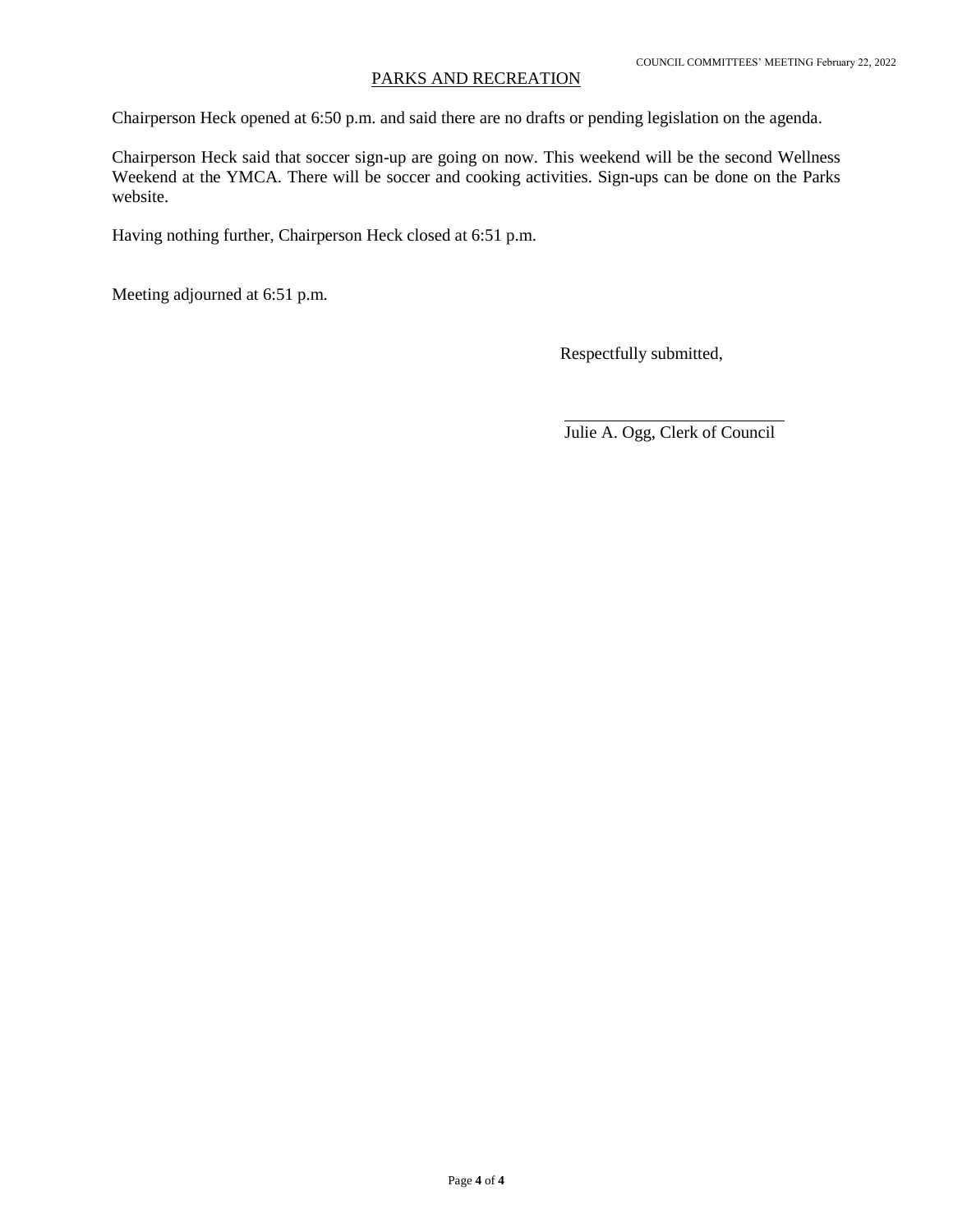## PARKS AND RECREATION

Chairperson Heck opened at 6:50 p.m. and said there are no drafts or pending legislation on the agenda.

Chairperson Heck said that soccer sign-up are going on now. This weekend will be the second Wellness Weekend at the YMCA. There will be soccer and cooking activities. Sign-ups can be done on the Parks website.

Having nothing further, Chairperson Heck closed at 6:51 p.m.

Meeting adjourned at 6:51 p.m.

Respectfully submitted,

Julie A. Ogg, Clerk of Council